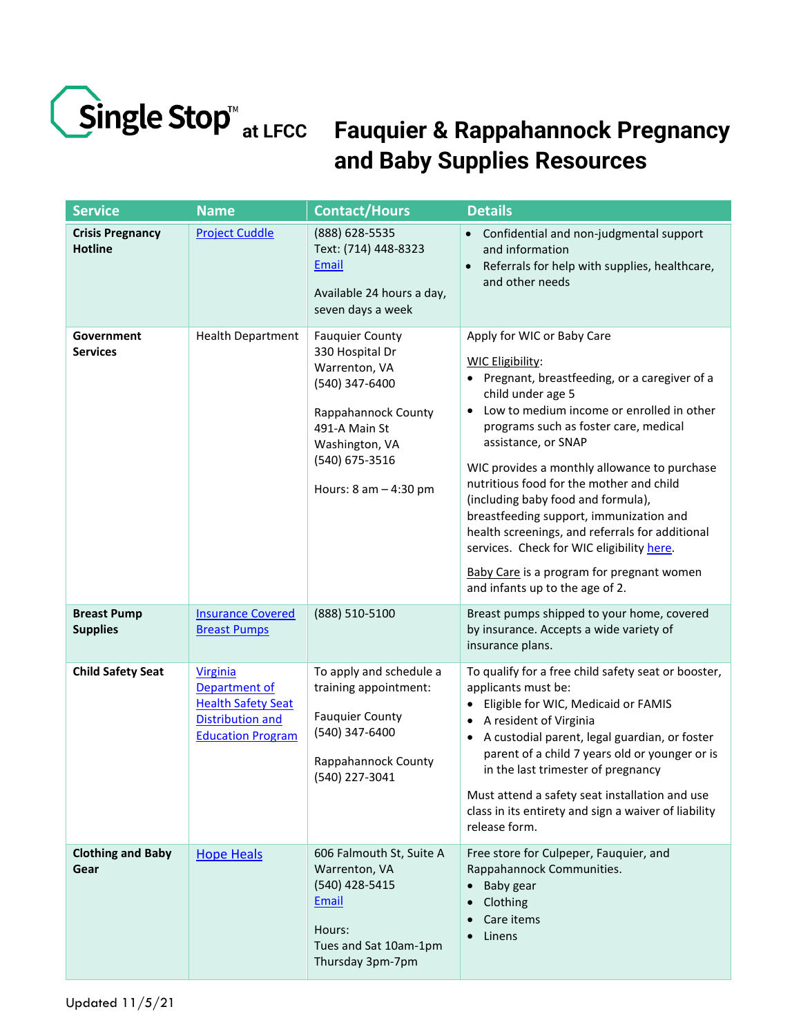Single Stop™ at LFCC

# Fauquier & Rappahannock Pregnancy and Baby Supplies Resources

| Service | Name | Contact/Hours | Details |
|---|---|---|---|
| **Crisis Pregnancy Hotline** | Project Cuddle | (888) 628-5535<br>Text: (714) 448-8323<br>Email<br><br>Available 24 hours a day, seven days a week | • Confidential and non-judgmental support and information<br>• Referrals for help with supplies, healthcare, and other needs |
| **Government Services** | Health Department | Fauquier County<br>330 Hospital Dr<br>Warrenton, VA<br>(540) 347-6400<br><br>Rappahannock County<br>491-A Main St<br>Washington, VA<br>(540) 675-3516<br><br>Hours: 8 am – 4:30 pm | Apply for WIC or Baby Care<br><br>WIC Eligibility:<br>• Pregnant, breastfeeding, or a caregiver of a child under age 5<br>• Low to medium income or enrolled in other programs such as foster care, medical assistance, or SNAP<br><br>WIC provides a monthly allowance to purchase nutritious food for the mother and child (including baby food and formula), breastfeeding support, immunization and health screenings, and referrals for additional services. Check for WIC eligibility here.<br><br>Baby Care is a program for pregnant women and infants up to the age of 2. |
| **Breast Pump Supplies** | Insurance Covered Breast Pumps | (888) 510-5100 | Breast pumps shipped to your home, covered by insurance. Accepts a wide variety of insurance plans. |
| **Child Safety Seat** | Virginia Department of Health Safety Seat Distribution and Education Program | To apply and schedule a training appointment:<br><br>Fauquier County<br>(540) 347-6400<br><br>Rappahannock County<br>(540) 227-3041 | To qualify for a free child safety seat or booster, applicants must be:<br>• Eligible for WIC, Medicaid or FAMIS<br>• A resident of Virginia<br>• A custodial parent, legal guardian, or foster parent of a child 7 years old or younger or is in the last trimester of pregnancy<br><br>Must attend a safety seat installation and use class in its entirety and sign a waiver of liability release form. |
| **Clothing and Baby Gear** | Hope Heals | 606 Falmouth St, Suite A<br>Warrenton, VA<br>(540) 428-5415<br>Email<br><br>Hours:<br>Tues and Sat 10am-1pm<br>Thursday 3pm-7pm | Free store for Culpeper, Fauquier, and Rappahannock Communities.<br>• Baby gear<br>• Clothing<br>• Care items<br>• Linens |

Updated 11/5/21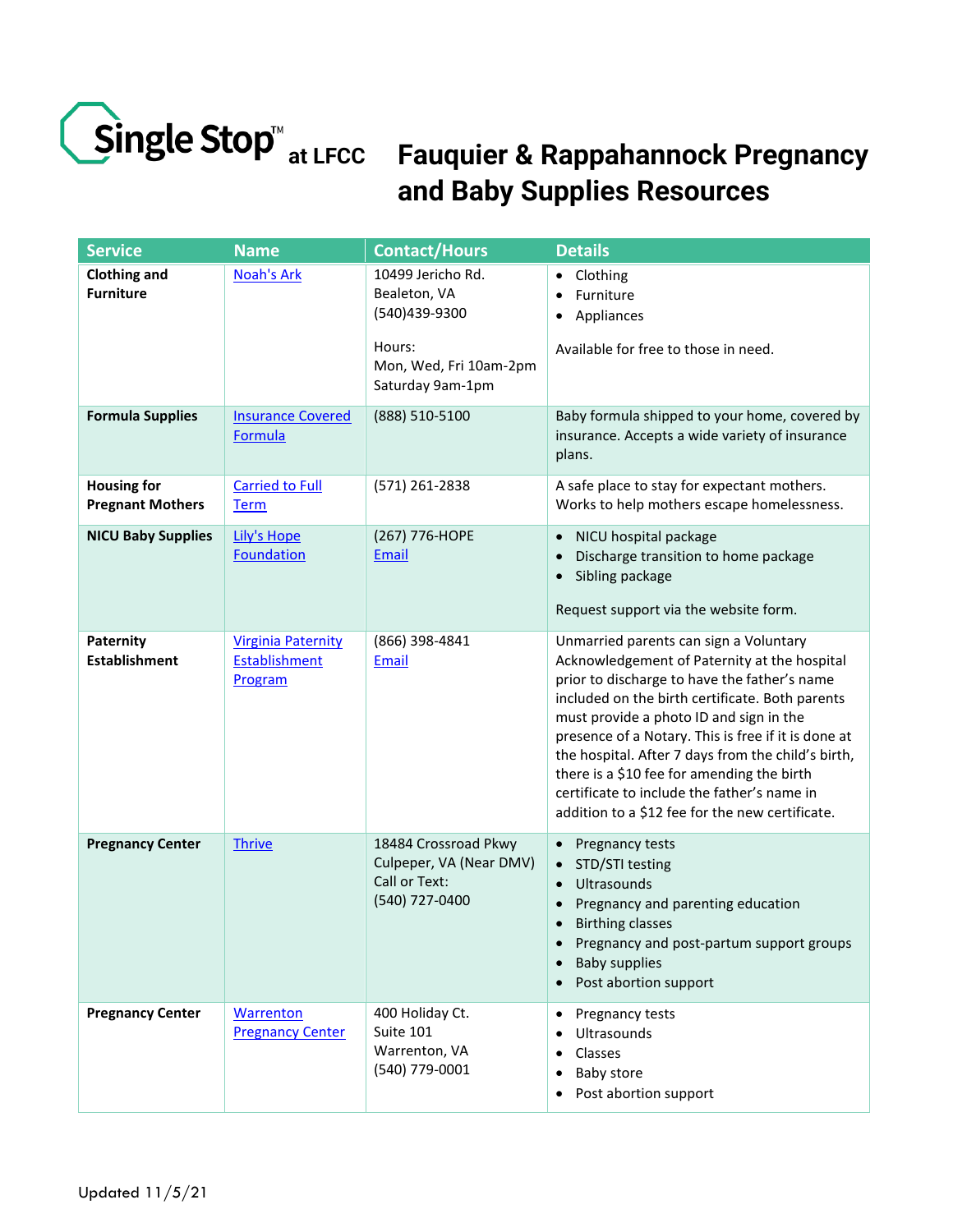Single Stop™ at LFCC

# Fauquier & Rappahannock Pregnancy and Baby Supplies Resources

| Service | Name | Contact/Hours | Details |
|---|---|---|---|
| **Clothing and Furniture** | Noah's Ark | 10499 Jericho Rd.<br>Bealeton, VA<br>(540)439-9300<br><br>Hours:<br>Mon, Wed, Fri 10am-2pm<br>Saturday 9am-1pm | • Clothing<br>• Furniture<br>• Appliances<br><br>Available for free to those in need. |
| **Formula Supplies** | Insurance Covered Formula | (888) 510-5100 | Baby formula shipped to your home, covered by insurance. Accepts a wide variety of insurance plans. |
| **Housing for Pregnant Mothers** | Carried to Full Term | (571) 261-2838 | A safe place to stay for expectant mothers. Works to help mothers escape homelessness. |
| **NICU Baby Supplies** | Lily's Hope Foundation | (267) 776-HOPE<br>Email | • NICU hospital package<br>• Discharge transition to home package<br>• Sibling package<br><br>Request support via the website form. |
| **Paternity Establishment** | Virginia Paternity Establishment Program | (866) 398-4841<br>Email | Unmarried parents can sign a Voluntary Acknowledgement of Paternity at the hospital prior to discharge to have the father's name included on the birth certificate. Both parents must provide a photo ID and sign in the presence of a Notary. This is free if it is done at the hospital. After 7 days from the child's birth, there is a $10 fee for amending the birth certificate to include the father's name in addition to a $12 fee for the new certificate. |
| **Pregnancy Center** | Thrive | 18484 Crossroad Pkwy<br>Culpeper, VA (Near DMV)<br>Call or Text:<br>(540) 727-0400 | • Pregnancy tests<br>• STD/STI testing<br>• Ultrasounds<br>• Pregnancy and parenting education<br>• Birthing classes<br>• Pregnancy and post-partum support groups<br>• Baby supplies<br>• Post abortion support |
| **Pregnancy Center** | Warrenton Pregnancy Center | 400 Holiday Ct.<br>Suite 101<br>Warrenton, VA<br>(540) 779-0001 | • Pregnancy tests<br>• Ultrasounds<br>• Classes<br>• Baby store<br>• Post abortion support |

Updated 11/5/21